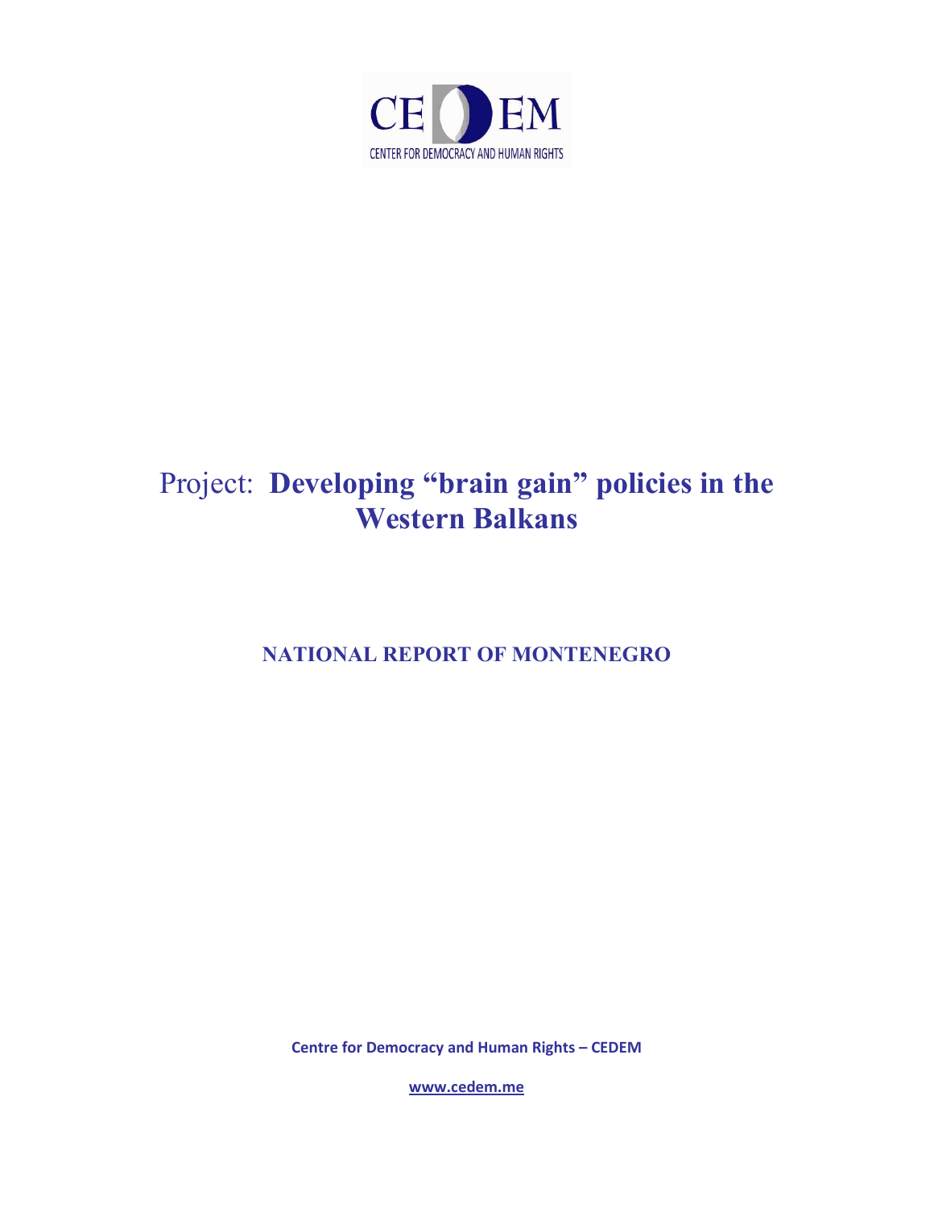CEDEM

CENTER FOR DEMOCRACY AND HUMAN RIGHTS

# Project: **Developing "brain gain" policies in the Western Balkans**

## NATIONAL REPORT OF MONTENEGRO

**Centre for Democracy and Human Rights – CEDEM**

**www.cedem.me**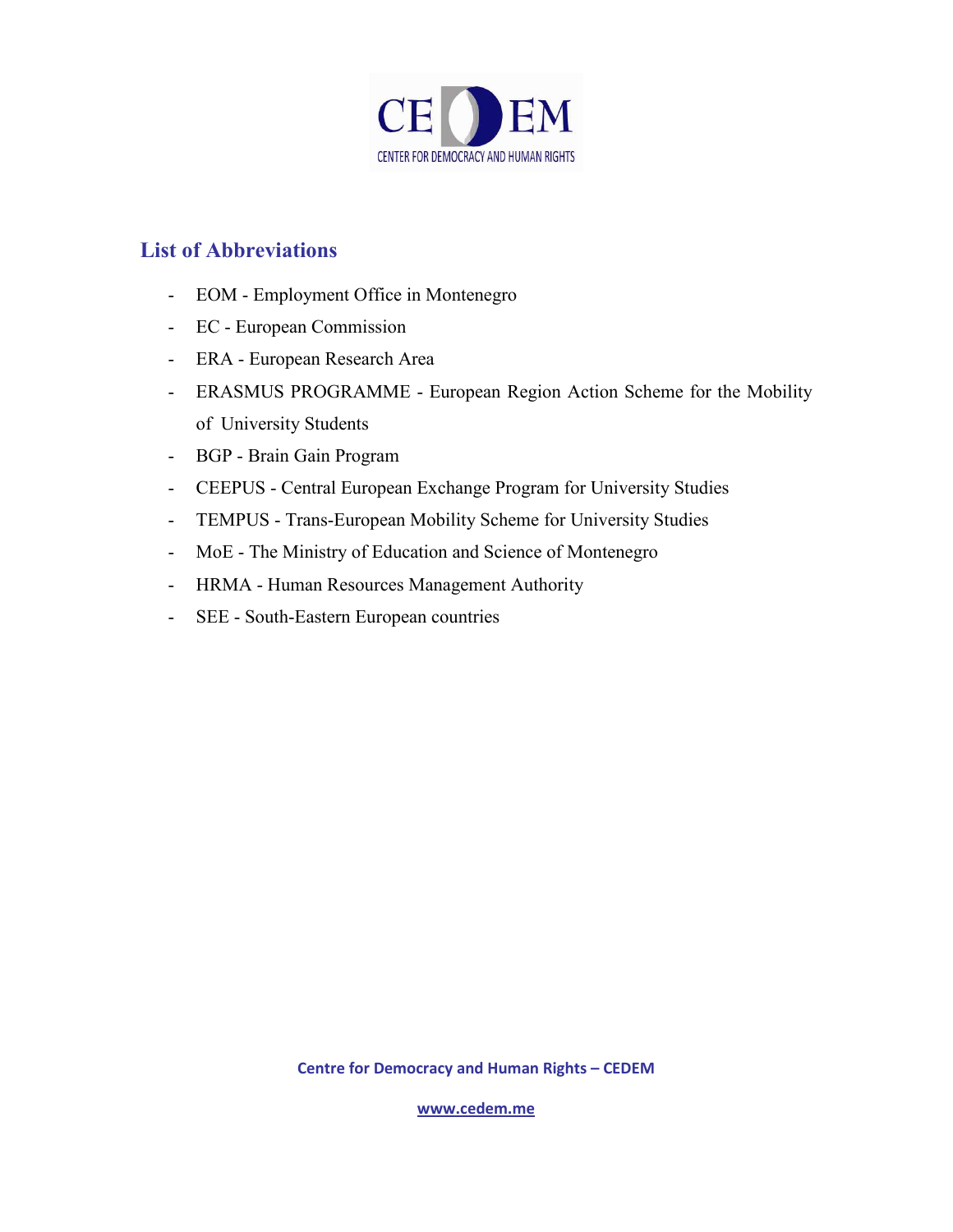## List of Abbreviations

- EOM - Employment Office in Montenegro
- EC - European Commission
- ERA - European Research Area
- ERASMUS PROGRAMME - European Region Action Scheme for the Mobility of University Students
- BGP - Brain Gain Program
- CEEPUS - Central European Exchange Program for University Studies
- TEMPUS - Trans-European Mobility Scheme for University Studies
- MoE - The Ministry of Education and Science of Montenegro
- HRMA - Human Resources Management Authority
- SEE - South-Eastern European countries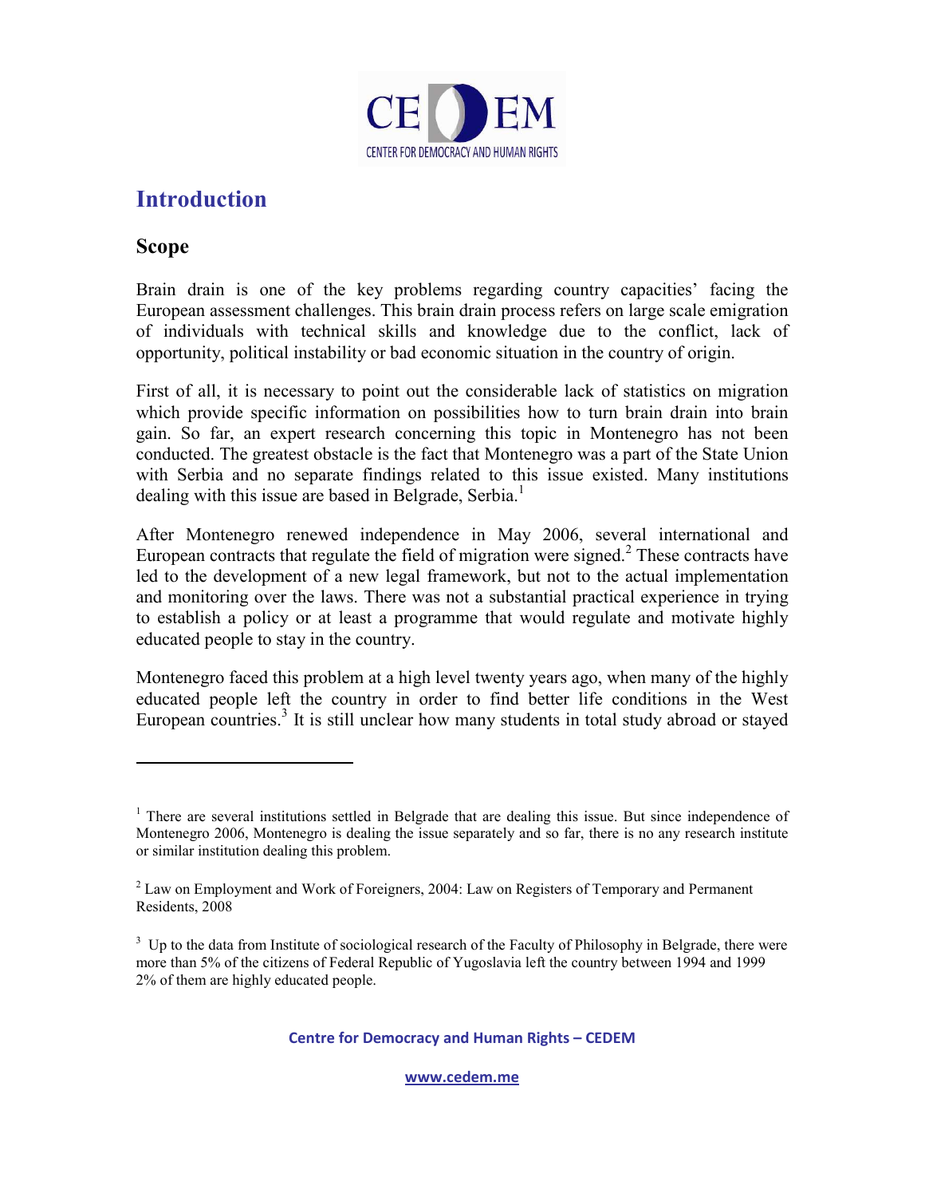# Introduction

## Scope

Brain drain is one of the key problems regarding country capacities' facing the European assessment challenges. This brain drain process refers on large scale emigration of individuals with technical skills and knowledge due to the conflict, lack of opportunity, political instability or bad economic situation in the country of origin.

First of all, it is necessary to point out the considerable lack of statistics on migration which provide specific information on possibilities how to turn brain drain into brain gain. So far, an expert research concerning this topic in Montenegro has not been conducted. The greatest obstacle is the fact that Montenegro was a part of the State Union with Serbia and no separate findings related to this issue existed. Many institutions dealing with this issue are based in Belgrade, Serbia.[1]

After Montenegro renewed independence in May 2006, several international and European contracts that regulate the field of migration were signed.[2] These contracts have led to the development of a new legal framework, but not to the actual implementation and monitoring over the laws. There was not a substantial practical experience in trying to establish a policy or at least a programme that would regulate and motivate highly educated people to stay in the country.

Montenegro faced this problem at a high level twenty years ago, when many of the highly educated people left the country in order to find better life conditions in the West European countries.[3] It is still unclear how many students in total study abroad or stayed

---

[1] There are several institutions settled in Belgrade that are dealing this issue. But since independence of Montenegro 2006, Montenegro is dealing the issue separately and so far, there is no any research institute or similar institution dealing this problem.

[2] Law on Employment and Work of Foreigners, 2004: Law on Registers of Temporary and Permanent Residents, 2008

[3] Up to the data from Institute of sociological research of the Faculty of Philosophy in Belgrade, there were more than 5% of the citizens of Federal Republic of Yugoslavia left the country between 1994 and 1999 2% of them are highly educated people.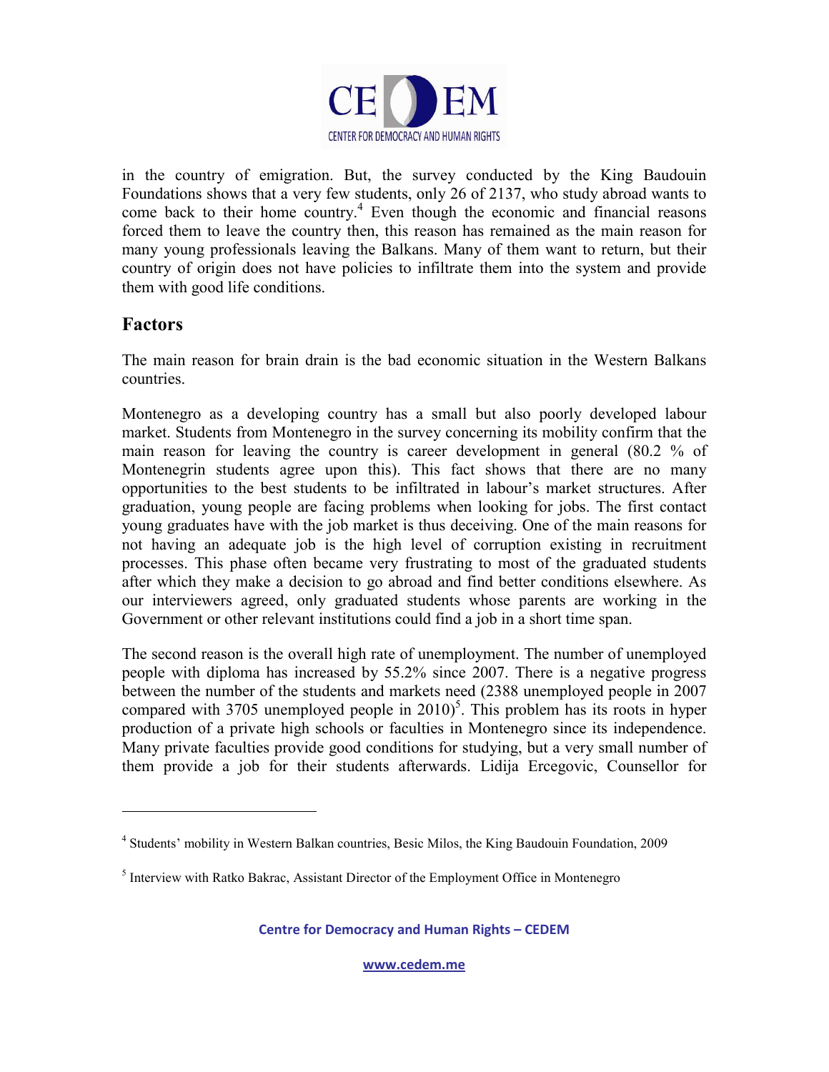in the country of emigration. But, the survey conducted by the King Baudouin Foundations shows that a very few students, only 26 of 2137, who study abroad wants to come back to their home country.[4] Even though the economic and financial reasons forced them to leave the country then, this reason has remained as the main reason for many young professionals leaving the Balkans. Many of them want to return, but their country of origin does not have policies to infiltrate them into the system and provide them with good life conditions.

## Factors

The main reason for brain drain is the bad economic situation in the Western Balkans countries.

Montenegro as a developing country has a small but also poorly developed labour market. Students from Montenegro in the survey concerning its mobility confirm that the main reason for leaving the country is career development in general (80.2 % of Montenegrin students agree upon this). This fact shows that there are no many opportunities to the best students to be infiltrated in labour's market structures. After graduation, young people are facing problems when looking for jobs. The first contact young graduates have with the job market is thus deceiving. One of the main reasons for not having an adequate job is the high level of corruption existing in recruitment processes. This phase often became very frustrating to most of the graduated students after which they make a decision to go abroad and find better conditions elsewhere. As our interviewers agreed, only graduated students whose parents are working in the Government or other relevant institutions could find a job in a short time span.

The second reason is the overall high rate of unemployment. The number of unemployed people with diploma has increased by 55.2% since 2007. There is a negative progress between the number of the students and markets need (2388 unemployed people in 2007 compared with 3705 unemployed people in 2010)[5]. This problem has its roots in hyper production of a private high schools or faculties in Montenegro since its independence. Many private faculties provide good conditions for studying, but a very small number of them provide a job for their students afterwards. Lidija Ercegovic, Counsellor for

---

[4] Students' mobility in Western Balkan countries, Besic Milos, the King Baudouin Foundation, 2009

[5] Interview with Ratko Bakrac, Assistant Director of the Employment Office in Montenegro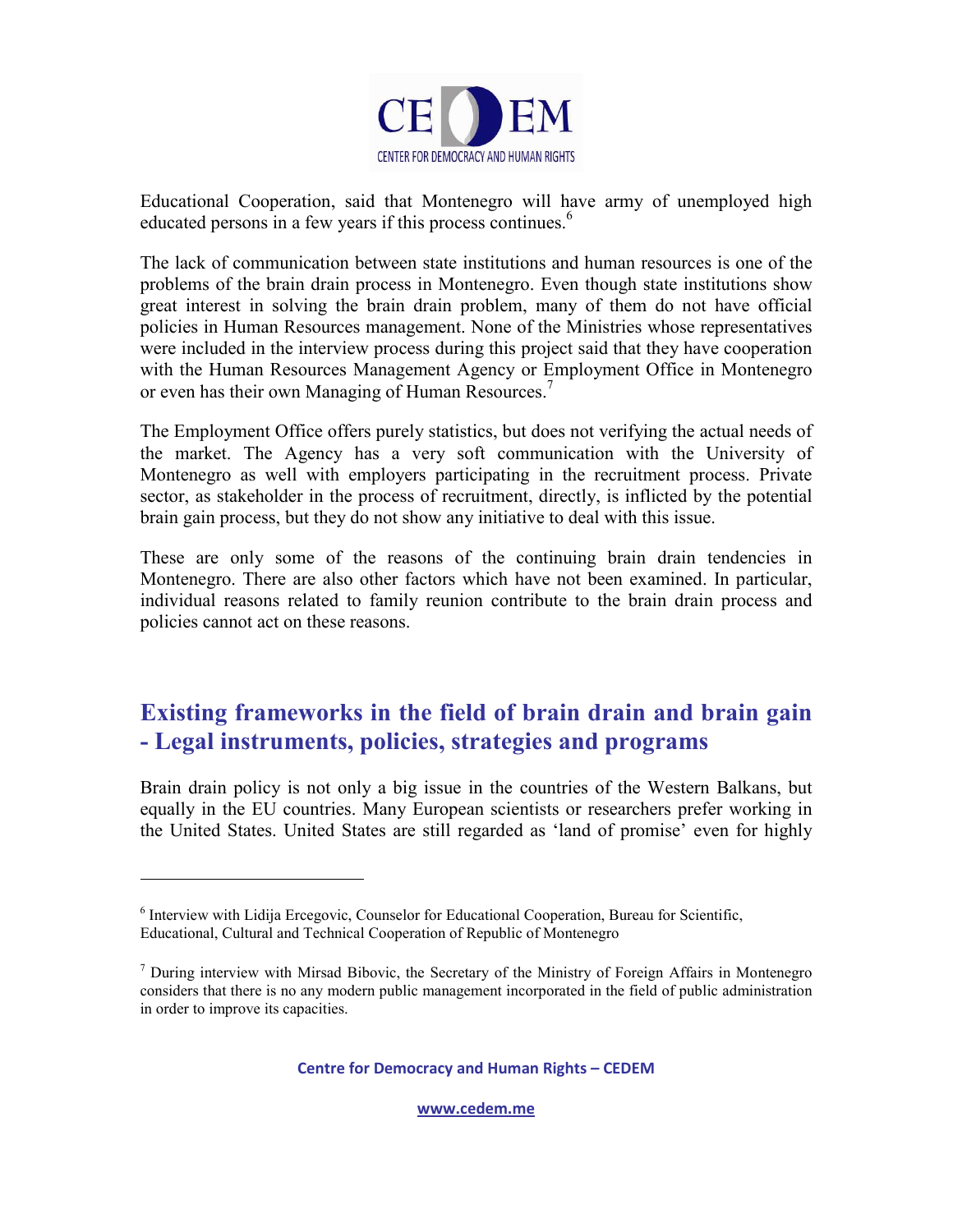Educational Cooperation, said that Montenegro will have army of unemployed high educated persons in a few years if this process continues.[6]

The lack of communication between state institutions and human resources is one of the problems of the brain drain process in Montenegro. Even though state institutions show great interest in solving the brain drain problem, many of them do not have official policies in Human Resources management. None of the Ministries whose representatives were included in the interview process during this project said that they have cooperation with the Human Resources Management Agency or Employment Office in Montenegro or even has their own Managing of Human Resources.[7]

The Employment Office offers purely statistics, but does not verifying the actual needs of the market. The Agency has a very soft communication with the University of Montenegro as well with employers participating in the recruitment process. Private sector, as stakeholder in the process of recruitment, directly, is inflicted by the potential brain gain process, but they do not show any initiative to deal with this issue.

These are only some of the reasons of the continuing brain drain tendencies in Montenegro. There are also other factors which have not been examined. In particular, individual reasons related to family reunion contribute to the brain drain process and policies cannot act on these reasons.

## Existing frameworks in the field of brain drain and brain gain - Legal instruments, policies, strategies and programs

Brain drain policy is not only a big issue in the countries of the Western Balkans, but equally in the EU countries. Many European scientists or researchers prefer working in the United States. United States are still regarded as 'land of promise' even for highly

---

[6] Interview with Lidija Ercegovic, Counselor for Educational Cooperation, Bureau for Scientific, Educational, Cultural and Technical Cooperation of Republic of Montenegro

[7] During interview with Mirsad Bibovic, the Secretary of the Ministry of Foreign Affairs in Montenegro considers that there is no any modern public management incorporated in the field of public administration in order to improve its capacities.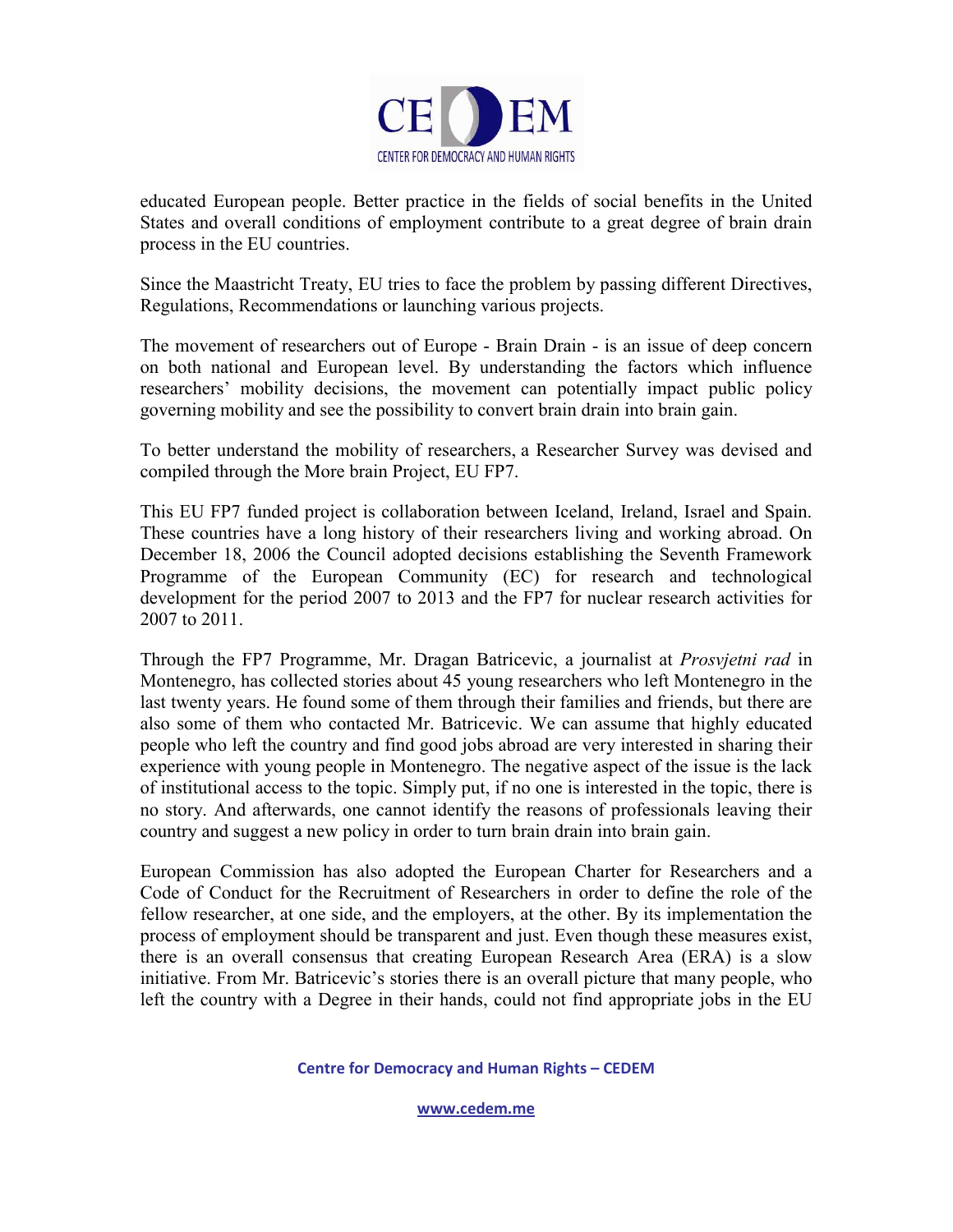educated European people. Better practice in the fields of social benefits in the United States and overall conditions of employment contribute to a great degree of brain drain process in the EU countries.

Since the Maastricht Treaty, EU tries to face the problem by passing different Directives, Regulations, Recommendations or launching various projects.

The movement of researchers out of Europe - Brain Drain - is an issue of deep concern on both national and European level. By understanding the factors which influence researchers' mobility decisions, the movement can potentially impact public policy governing mobility and see the possibility to convert brain drain into brain gain.

To better understand the mobility of researchers, a Researcher Survey was devised and compiled through the More brain Project, EU FP7.

This EU FP7 funded project is collaboration between Iceland, Ireland, Israel and Spain. These countries have a long history of their researchers living and working abroad. On December 18, 2006 the Council adopted decisions establishing the Seventh Framework Programme of the European Community (EC) for research and technological development for the period 2007 to 2013 and the FP7 for nuclear research activities for 2007 to 2011.

Through the FP7 Programme, Mr. Dragan Batricevic, a journalist at *Prosvjetni rad* in Montenegro, has collected stories about 45 young researchers who left Montenegro in the last twenty years. He found some of them through their families and friends, but there are also some of them who contacted Mr. Batricevic. We can assume that highly educated people who left the country and find good jobs abroad are very interested in sharing their experience with young people in Montenegro. The negative aspect of the issue is the lack of institutional access to the topic. Simply put, if no one is interested in the topic, there is no story. And afterwards, one cannot identify the reasons of professionals leaving their country and suggest a new policy in order to turn brain drain into brain gain.

European Commission has also adopted the European Charter for Researchers and a Code of Conduct for the Recruitment of Researchers in order to define the role of the fellow researcher, at one side, and the employers, at the other. By its implementation the process of employment should be transparent and just. Even though these measures exist, there is an overall consensus that creating European Research Area (ERA) is a slow initiative. From Mr. Batricevic's stories there is an overall picture that many people, who left the country with a Degree in their hands, could not find appropriate jobs in the EU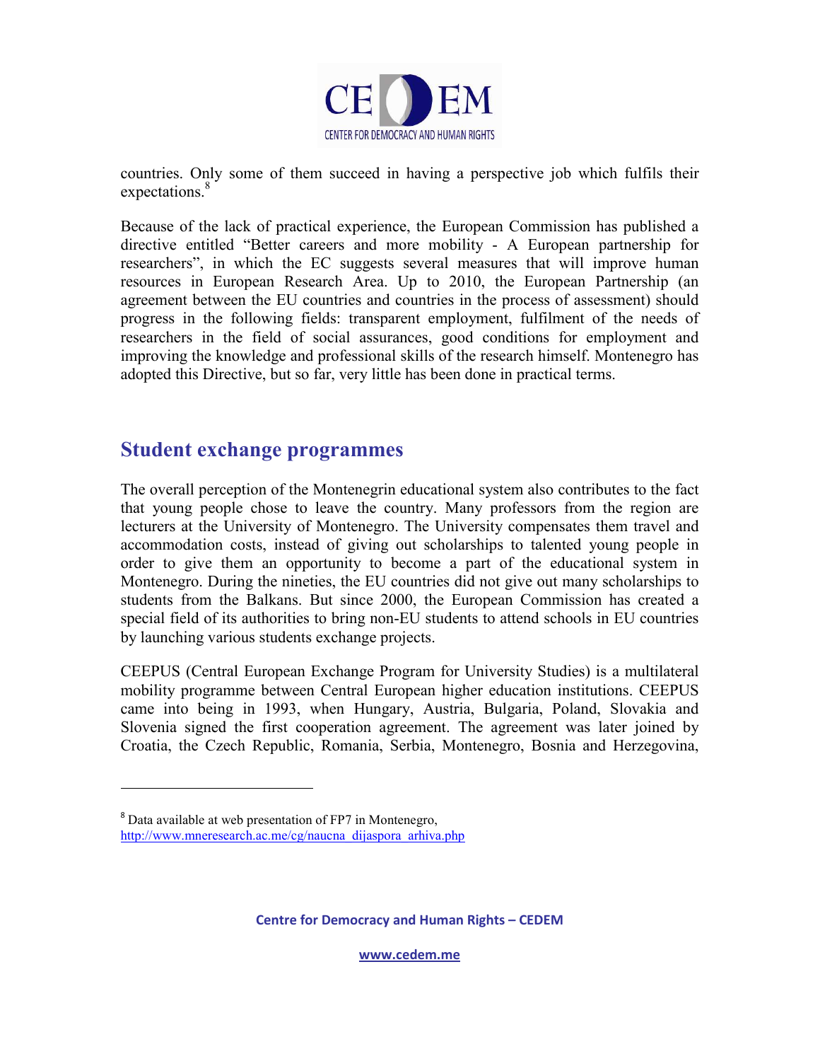countries. Only some of them succeed in having a perspective job which fulfils their expectations.[8]

Because of the lack of practical experience, the European Commission has published a directive entitled "Better careers and more mobility - A European partnership for researchers", in which the EC suggests several measures that will improve human resources in European Research Area. Up to 2010, the European Partnership (an agreement between the EU countries and countries in the process of assessment) should progress in the following fields: transparent employment, fulfilment of the needs of researchers in the field of social assurances, good conditions for employment and improving the knowledge and professional skills of the research himself. Montenegro has adopted this Directive, but so far, very little has been done in practical terms.

## Student exchange programmes

The overall perception of the Montenegrin educational system also contributes to the fact that young people chose to leave the country. Many professors from the region are lecturers at the University of Montenegro. The University compensates them travel and accommodation costs, instead of giving out scholarships to talented young people in order to give them an opportunity to become a part of the educational system in Montenegro. During the nineties, the EU countries did not give out many scholarships to students from the Balkans. But since 2000, the European Commission has created a special field of its authorities to bring non-EU students to attend schools in EU countries by launching various students exchange projects.

CEEPUS (Central European Exchange Program for University Studies) is a multilateral mobility programme between Central European higher education institutions. CEEPUS came into being in 1993, when Hungary, Austria, Bulgaria, Poland, Slovakia and Slovenia signed the first cooperation agreement. The agreement was later joined by Croatia, the Czech Republic, Romania, Serbia, Montenegro, Bosnia and Herzegovina,

---

[8] Data available at web presentation of FP7 in Montenegro, http://www.mneresearch.ac.me/cg/naucna_dijaspora_arhiva.php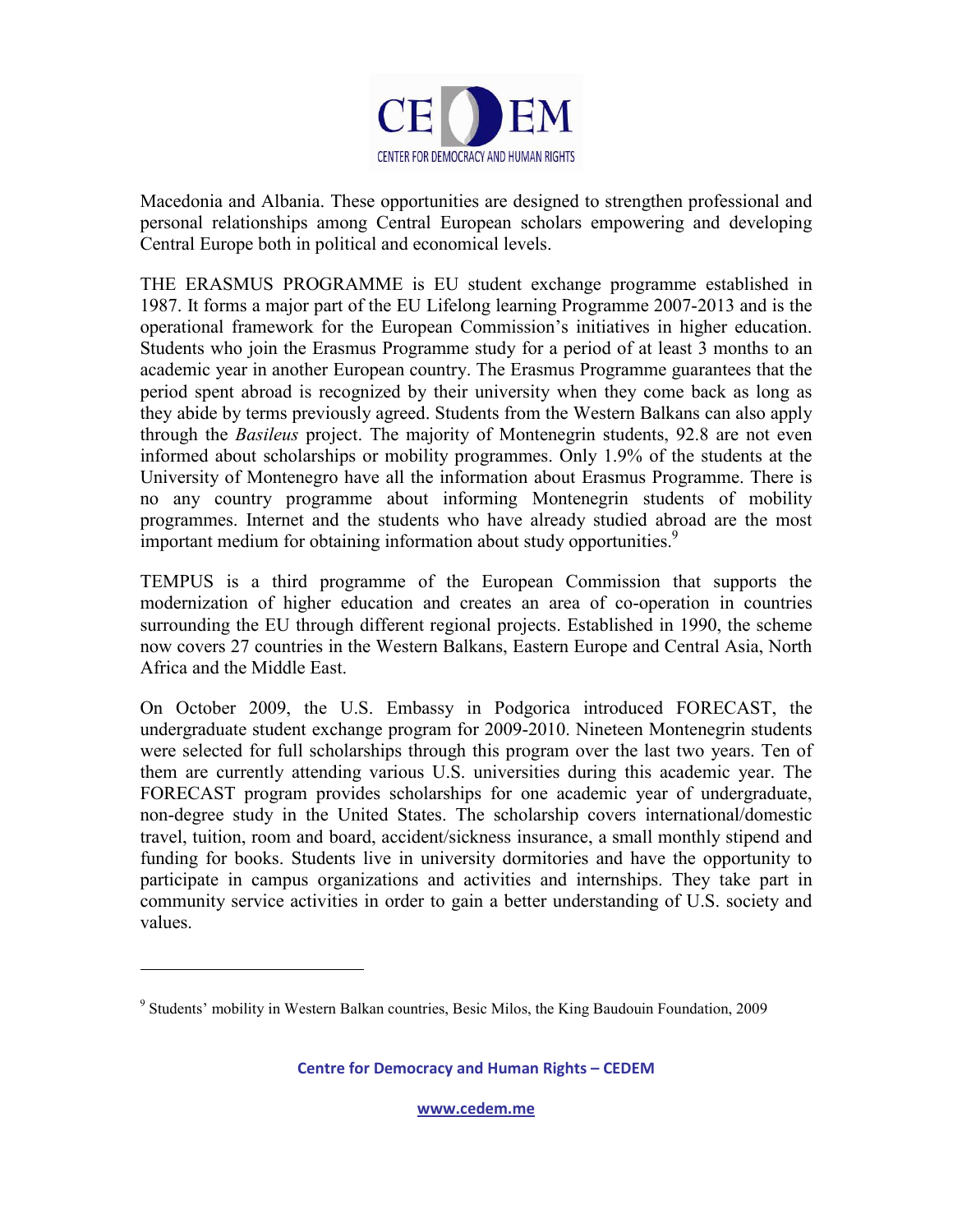Macedonia and Albania. These opportunities are designed to strengthen professional and personal relationships among Central European scholars empowering and developing Central Europe both in political and economical levels.

THE ERASMUS PROGRAMME is EU student exchange programme established in 1987. It forms a major part of the EU Lifelong learning Programme 2007-2013 and is the operational framework for the European Commission's initiatives in higher education. Students who join the Erasmus Programme study for a period of at least 3 months to an academic year in another European country. The Erasmus Programme guarantees that the period spent abroad is recognized by their university when they come back as long as they abide by terms previously agreed. Students from the Western Balkans can also apply through the *Basileus* project. The majority of Montenegrin students, 92.8 are not even informed about scholarships or mobility programmes. Only 1.9% of the students at the University of Montenegro have all the information about Erasmus Programme. There is no any country programme about informing Montenegrin students of mobility programmes. Internet and the students who have already studied abroad are the most important medium for obtaining information about study opportunities.[9]

TEMPUS is a third programme of the European Commission that supports the modernization of higher education and creates an area of co-operation in countries surrounding the EU through different regional projects. Established in 1990, the scheme now covers 27 countries in the Western Balkans, Eastern Europe and Central Asia, North Africa and the Middle East.

On October 2009, the U.S. Embassy in Podgorica introduced FORECAST, the undergraduate student exchange program for 2009-2010. Nineteen Montenegrin students were selected for full scholarships through this program over the last two years. Ten of them are currently attending various U.S. universities during this academic year. The FORECAST program provides scholarships for one academic year of undergraduate, non-degree study in the United States. The scholarship covers international/domestic travel, tuition, room and board, accident/sickness insurance, a small monthly stipend and funding for books. Students live in university dormitories and have the opportunity to participate in campus organizations and activities and internships. They take part in community service activities in order to gain a better understanding of U.S. society and values.

---

[9] Students' mobility in Western Balkan countries, Besic Milos, the King Baudouin Foundation, 2009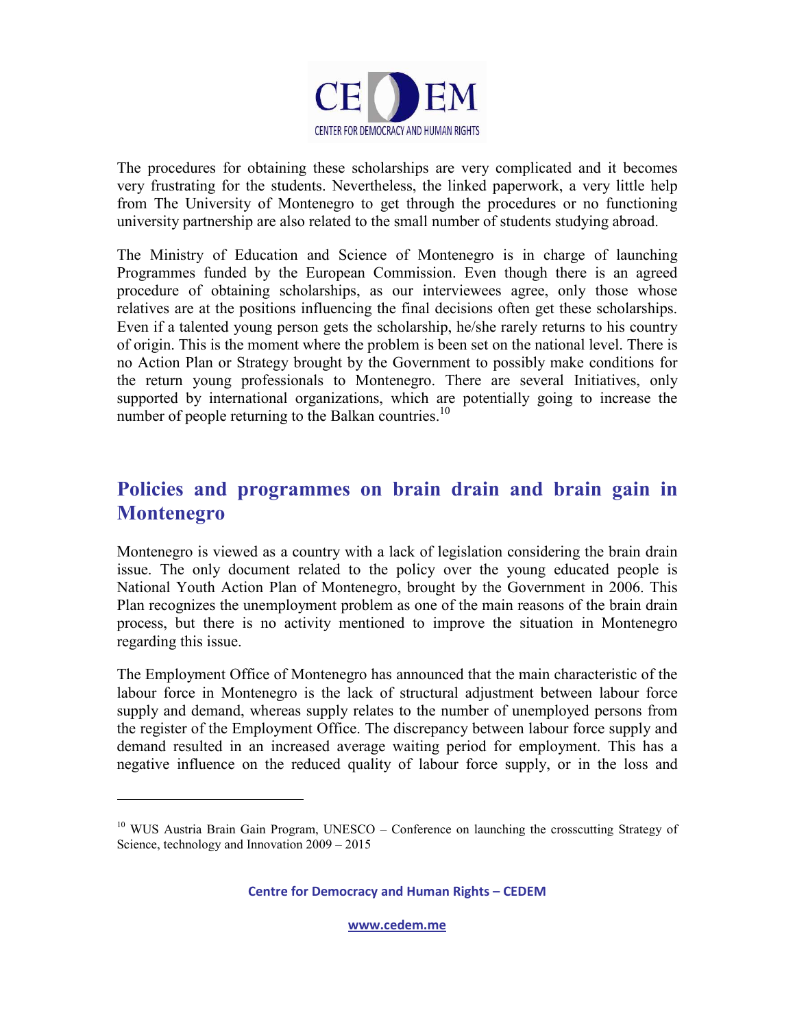The procedures for obtaining these scholarships are very complicated and it becomes very frustrating for the students. Nevertheless, the linked paperwork, a very little help from The University of Montenegro to get through the procedures or no functioning university partnership are also related to the small number of students studying abroad.

The Ministry of Education and Science of Montenegro is in charge of launching Programmes funded by the European Commission. Even though there is an agreed procedure of obtaining scholarships, as our interviewees agree, only those whose relatives are at the positions influencing the final decisions often get these scholarships. Even if a talented young person gets the scholarship, he/she rarely returns to his country of origin. This is the moment where the problem is been set on the national level. There is no Action Plan or Strategy brought by the Government to possibly make conditions for the return young professionals to Montenegro. There are several Initiatives, only supported by international organizations, which are potentially going to increase the number of people returning to the Balkan countries.[10]

## Policies and programmes on brain drain and brain gain in Montenegro

Montenegro is viewed as a country with a lack of legislation considering the brain drain issue. The only document related to the policy over the young educated people is National Youth Action Plan of Montenegro, brought by the Government in 2006. This Plan recognizes the unemployment problem as one of the main reasons of the brain drain process, but there is no activity mentioned to improve the situation in Montenegro regarding this issue.

The Employment Office of Montenegro has announced that the main characteristic of the labour force in Montenegro is the lack of structural adjustment between labour force supply and demand, whereas supply relates to the number of unemployed persons from the register of the Employment Office. The discrepancy between labour force supply and demand resulted in an increased average waiting period for employment. This has a negative influence on the reduced quality of labour force supply, or in the loss and

---

[10] WUS Austria Brain Gain Program, UNESCO – Conference on launching the crosscutting Strategy of Science, technology and Innovation 2009 – 2015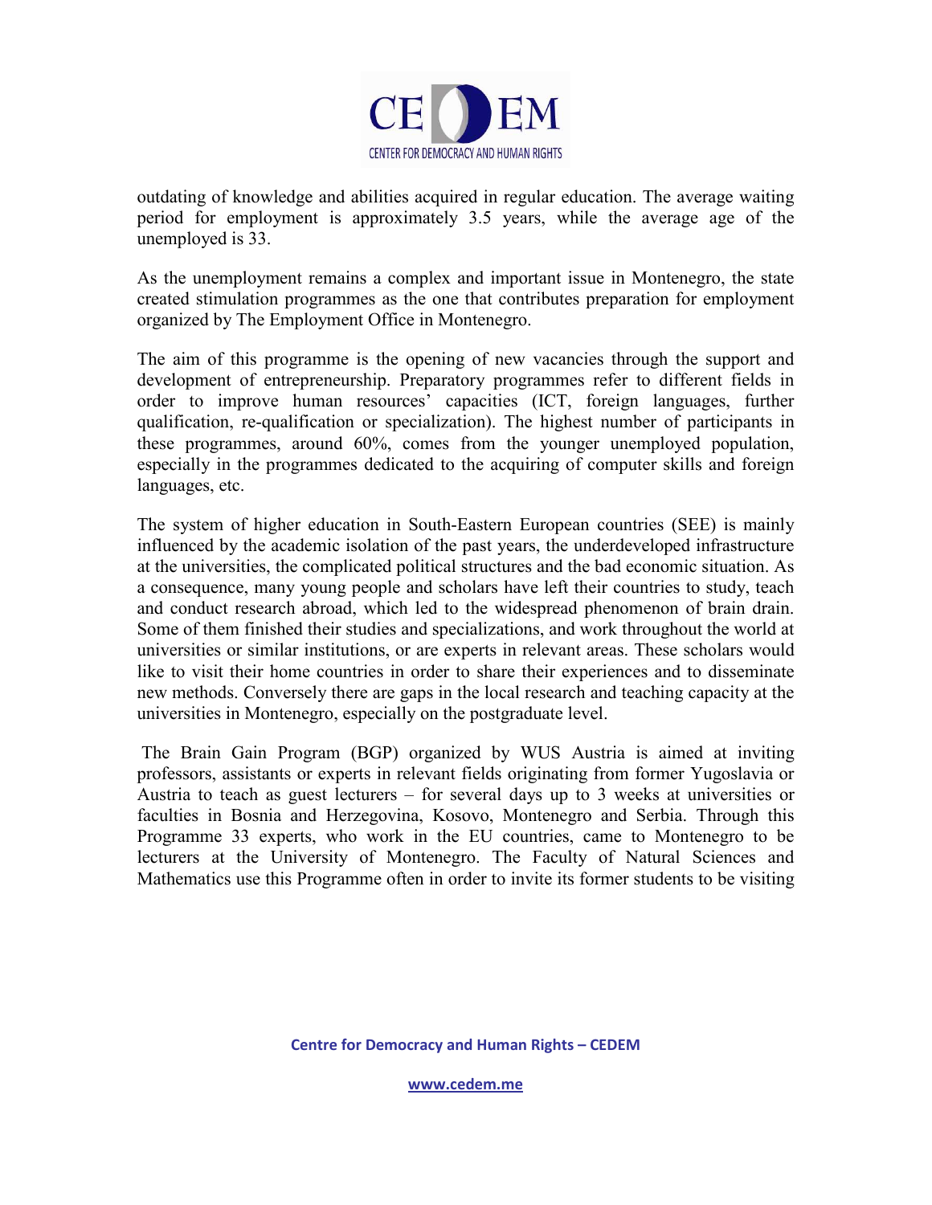outdating of knowledge and abilities acquired in regular education. The average waiting period for employment is approximately 3.5 years, while the average age of the unemployed is 33.

As the unemployment remains a complex and important issue in Montenegro, the state created stimulation programmes as the one that contributes preparation for employment organized by The Employment Office in Montenegro.

The aim of this programme is the opening of new vacancies through the support and development of entrepreneurship. Preparatory programmes refer to different fields in order to improve human resources' capacities (ICT, foreign languages, further qualification, re-qualification or specialization). The highest number of participants in these programmes, around 60%, comes from the younger unemployed population, especially in the programmes dedicated to the acquiring of computer skills and foreign languages, etc.

The system of higher education in South-Eastern European countries (SEE) is mainly influenced by the academic isolation of the past years, the underdeveloped infrastructure at the universities, the complicated political structures and the bad economic situation. As a consequence, many young people and scholars have left their countries to study, teach and conduct research abroad, which led to the widespread phenomenon of brain drain. Some of them finished their studies and specializations, and work throughout the world at universities or similar institutions, or are experts in relevant areas. These scholars would like to visit their home countries in order to share their experiences and to disseminate new methods. Conversely there are gaps in the local research and teaching capacity at the universities in Montenegro, especially on the postgraduate level.

The Brain Gain Program (BGP) organized by WUS Austria is aimed at inviting professors, assistants or experts in relevant fields originating from former Yugoslavia or Austria to teach as guest lecturers – for several days up to 3 weeks at universities or faculties in Bosnia and Herzegovina, Kosovo, Montenegro and Serbia. Through this Programme 33 experts, who work in the EU countries, came to Montenegro to be lecturers at the University of Montenegro. The Faculty of Natural Sciences and Mathematics use this Programme often in order to invite its former students to be visiting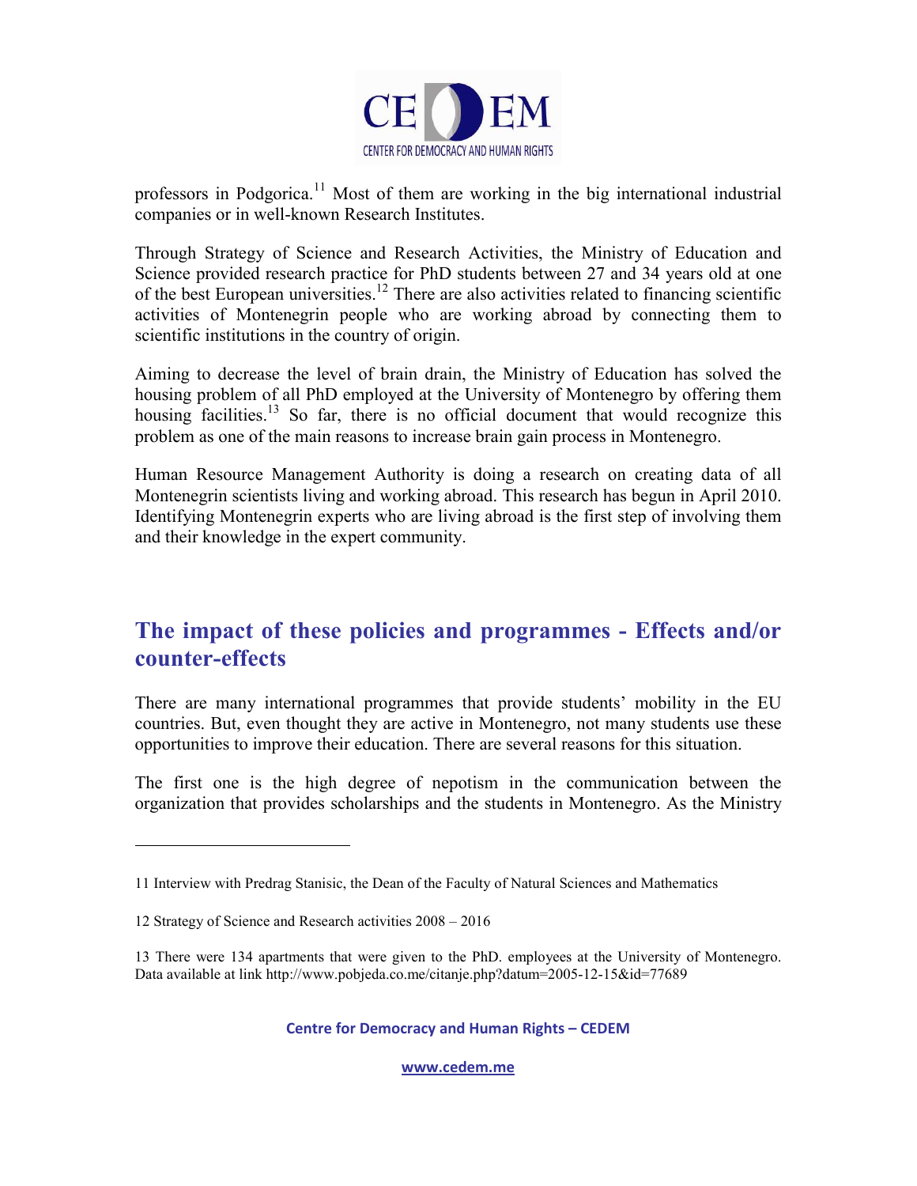professors in Podgorica.[11] Most of them are working in the big international industrial companies or in well-known Research Institutes.

Through Strategy of Science and Research Activities, the Ministry of Education and Science provided research practice for PhD students between 27 and 34 years old at one of the best European universities.[12] There are also activities related to financing scientific activities of Montenegrin people who are working abroad by connecting them to scientific institutions in the country of origin.

Aiming to decrease the level of brain drain, the Ministry of Education has solved the housing problem of all PhD employed at the University of Montenegro by offering them housing facilities.[13] So far, there is no official document that would recognize this problem as one of the main reasons to increase brain gain process in Montenegro.

Human Resource Management Authority is doing a research on creating data of all Montenegrin scientists living and working abroad. This research has begun in April 2010. Identifying Montenegrin experts who are living abroad is the first step of involving them and their knowledge in the expert community.

## The impact of these policies and programmes - Effects and/or counter-effects

There are many international programmes that provide students' mobility in the EU countries. But, even thought they are active in Montenegro, not many students use these opportunities to improve their education. There are several reasons for this situation.

The first one is the high degree of nepotism in the communication between the organization that provides scholarships and the students in Montenegro. As the Ministry

---

11 Interview with Predrag Stanisic, the Dean of the Faculty of Natural Sciences and Mathematics

12 Strategy of Science and Research activities 2008 – 2016

13 There were 134 apartments that were given to the PhD. employees at the University of Montenegro. Data available at link http://www.pobjeda.co.me/citanje.php?datum=2005-12-15&id=77689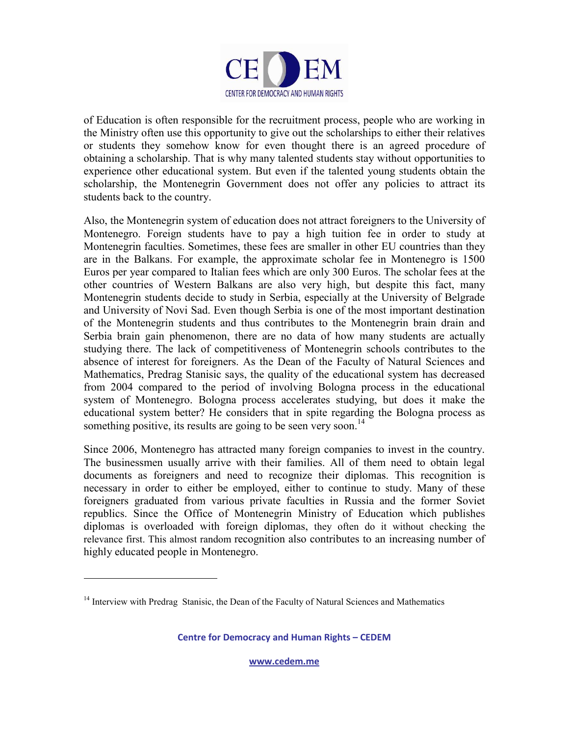of Education is often responsible for the recruitment process, people who are working in the Ministry often use this opportunity to give out the scholarships to either their relatives or students they somehow know for even thought there is an agreed procedure of obtaining a scholarship. That is why many talented students stay without opportunities to experience other educational system. But even if the talented young students obtain the scholarship, the Montenegrin Government does not offer any policies to attract its students back to the country.

Also, the Montenegrin system of education does not attract foreigners to the University of Montenegro. Foreign students have to pay a high tuition fee in order to study at Montenegrin faculties. Sometimes, these fees are smaller in other EU countries than they are in the Balkans. For example, the approximate scholar fee in Montenegro is 1500 Euros per year compared to Italian fees which are only 300 Euros. The scholar fees at the other countries of Western Balkans are also very high, but despite this fact, many Montenegrin students decide to study in Serbia, especially at the University of Belgrade and University of Novi Sad. Even though Serbia is one of the most important destination of the Montenegrin students and thus contributes to the Montenegrin brain drain and Serbia brain gain phenomenon, there are no data of how many students are actually studying there. The lack of competitiveness of Montenegrin schools contributes to the absence of interest for foreigners. As the Dean of the Faculty of Natural Sciences and Mathematics, Predrag Stanisic says, the quality of the educational system has decreased from 2004 compared to the period of involving Bologna process in the educational system of Montenegro. Bologna process accelerates studying, but does it make the educational system better? He considers that in spite regarding the Bologna process as something positive, its results are going to be seen very soon.[14]

Since 2006, Montenegro has attracted many foreign companies to invest in the country. The businessmen usually arrive with their families. All of them need to obtain legal documents as foreigners and need to recognize their diplomas. This recognition is necessary in order to either be employed, either to continue to study. Many of these foreigners graduated from various private faculties in Russia and the former Soviet republics. Since the Office of Montenegrin Ministry of Education which publishes diplomas is overloaded with foreign diplomas, they often do it without checking the relevance first. This almost random recognition also contributes to an increasing number of highly educated people in Montenegro.

[14] Interview with Predrag Stanisic, the Dean of the Faculty of Natural Sciences and Mathematics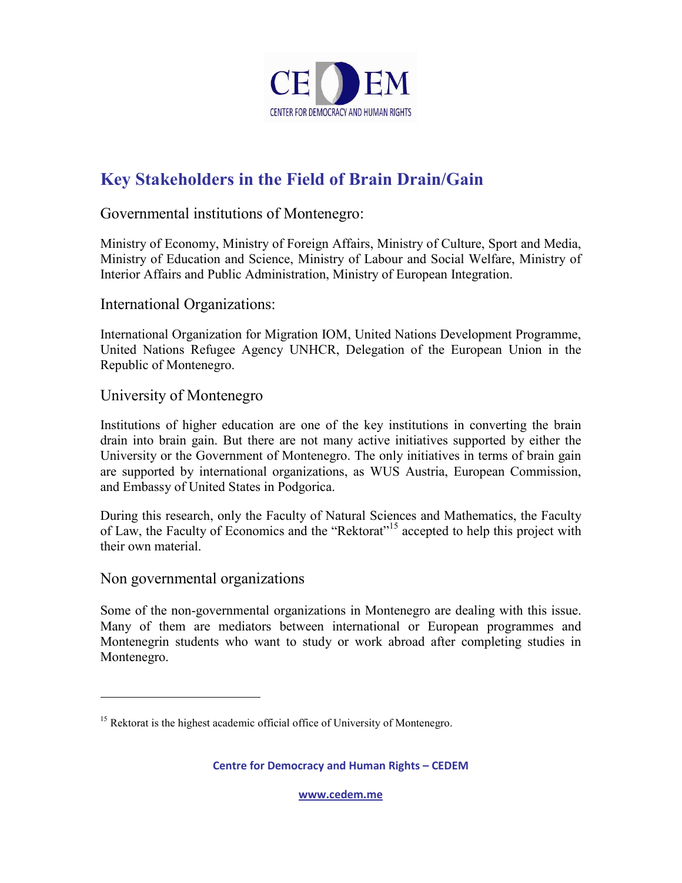# Key Stakeholders in the Field of Brain Drain/Gain

## Governmental institutions of Montenegro:

Ministry of Economy, Ministry of Foreign Affairs, Ministry of Culture, Sport and Media, Ministry of Education and Science, Ministry of Labour and Social Welfare, Ministry of Interior Affairs and Public Administration, Ministry of European Integration.

## International Organizations:

International Organization for Migration IOM, United Nations Development Programme, United Nations Refugee Agency UNHCR, Delegation of the European Union in the Republic of Montenegro.

## University of Montenegro

Institutions of higher education are one of the key institutions in converting the brain drain into brain gain. But there are not many active initiatives supported by either the University or the Government of Montenegro. The only initiatives in terms of brain gain are supported by international organizations, as WUS Austria, European Commission, and Embassy of United States in Podgorica.

During this research, only the Faculty of Natural Sciences and Mathematics, the Faculty of Law, the Faculty of Economics and the "Rektorat"[15] accepted to help this project with their own material.

## Non governmental organizations

Some of the non-governmental organizations in Montenegro are dealing with this issue. Many of them are mediators between international or European programmes and Montenegrin students who want to study or work abroad after completing studies in Montenegro.

---

[15] Rektorat is the highest academic official office of University of Montenegro.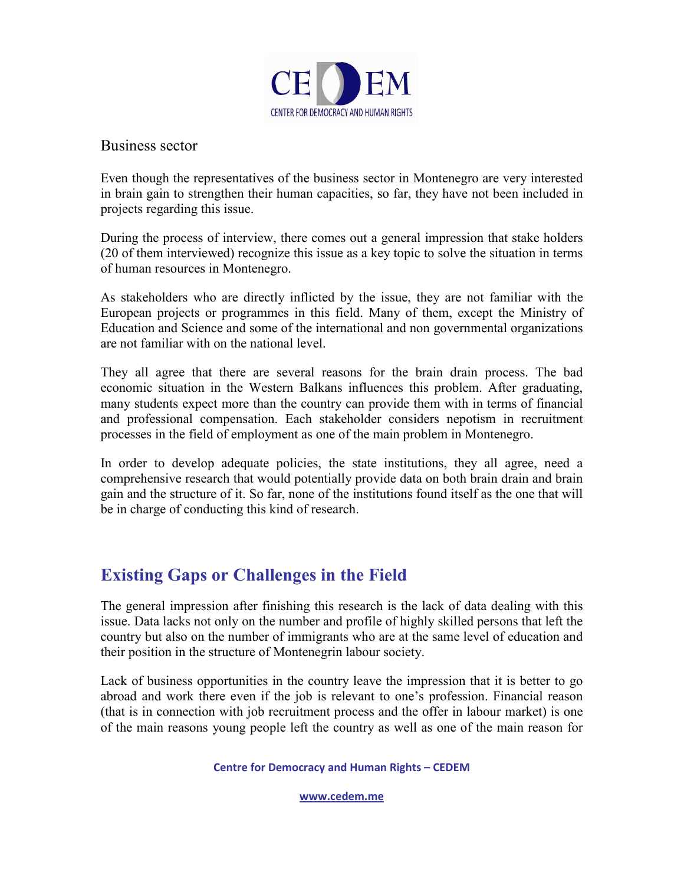Business sector

Even though the representatives of the business sector in Montenegro are very interested in brain gain to strengthen their human capacities, so far, they have not been included in projects regarding this issue.

During the process of interview, there comes out a general impression that stake holders (20 of them interviewed) recognize this issue as a key topic to solve the situation in terms of human resources in Montenegro.

As stakeholders who are directly inflicted by the issue, they are not familiar with the European projects or programmes in this field. Many of them, except the Ministry of Education and Science and some of the international and non governmental organizations are not familiar with on the national level.

They all agree that there are several reasons for the brain drain process. The bad economic situation in the Western Balkans influences this problem. After graduating, many students expect more than the country can provide them with in terms of financial and professional compensation. Each stakeholder considers nepotism in recruitment processes in the field of employment as one of the main problem in Montenegro.

In order to develop adequate policies, the state institutions, they all agree, need a comprehensive research that would potentially provide data on both brain drain and brain gain and the structure of it. So far, none of the institutions found itself as the one that will be in charge of conducting this kind of research.

## Existing Gaps or Challenges in the Field

The general impression after finishing this research is the lack of data dealing with this issue. Data lacks not only on the number and profile of highly skilled persons that left the country but also on the number of immigrants who are at the same level of education and their position in the structure of Montenegrin labour society.

Lack of business opportunities in the country leave the impression that it is better to go abroad and work there even if the job is relevant to one's profession. Financial reason (that is in connection with job recruitment process and the offer in labour market) is one of the main reasons young people left the country as well as one of the main reason for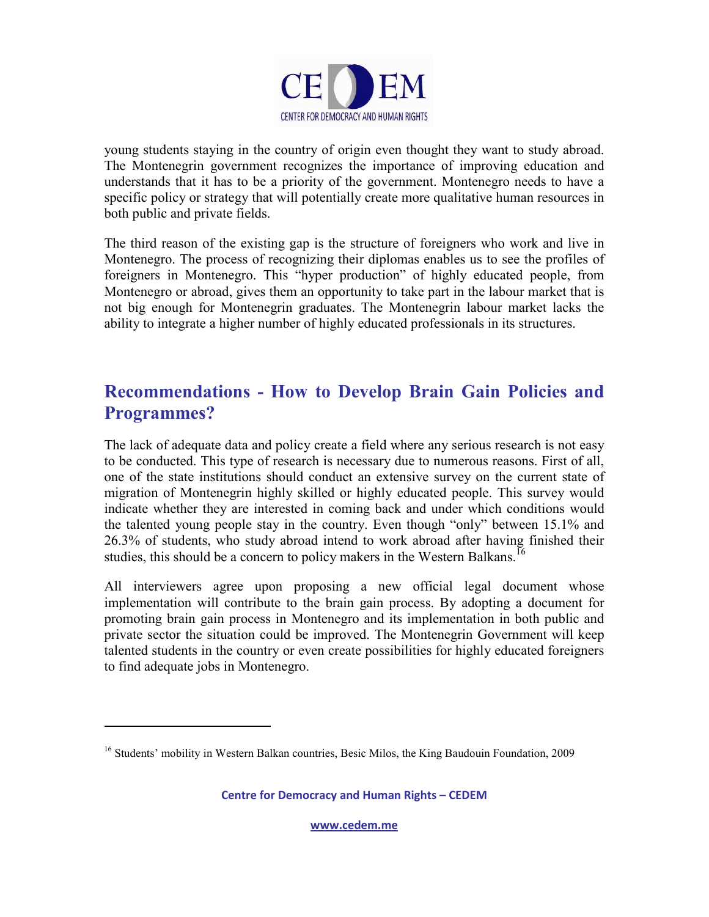young students staying in the country of origin even thought they want to study abroad. The Montenegrin government recognizes the importance of improving education and understands that it has to be a priority of the government. Montenegro needs to have a specific policy or strategy that will potentially create more qualitative human resources in both public and private fields.

The third reason of the existing gap is the structure of foreigners who work and live in Montenegro. The process of recognizing their diplomas enables us to see the profiles of foreigners in Montenegro. This "hyper production" of highly educated people, from Montenegro or abroad, gives them an opportunity to take part in the labour market that is not big enough for Montenegrin graduates. The Montenegrin labour market lacks the ability to integrate a higher number of highly educated professionals in its structures.

## Recommendations - How to Develop Brain Gain Policies and Programmes?

The lack of adequate data and policy create a field where any serious research is not easy to be conducted. This type of research is necessary due to numerous reasons. First of all, one of the state institutions should conduct an extensive survey on the current state of migration of Montenegrin highly skilled or highly educated people. This survey would indicate whether they are interested in coming back and under which conditions would the talented young people stay in the country. Even though "only" between 15.1% and 26.3% of students, who study abroad intend to work abroad after having finished their studies, this should be a concern to policy makers in the Western Balkans.[16]

All interviewers agree upon proposing a new official legal document whose implementation will contribute to the brain gain process. By adopting a document for promoting brain gain process in Montenegro and its implementation in both public and private sector the situation could be improved. The Montenegrin Government will keep talented students in the country or even create possibilities for highly educated foreigners to find adequate jobs in Montenegro.

[16] Students' mobility in Western Balkan countries, Besic Milos, the King Baudouin Foundation, 2009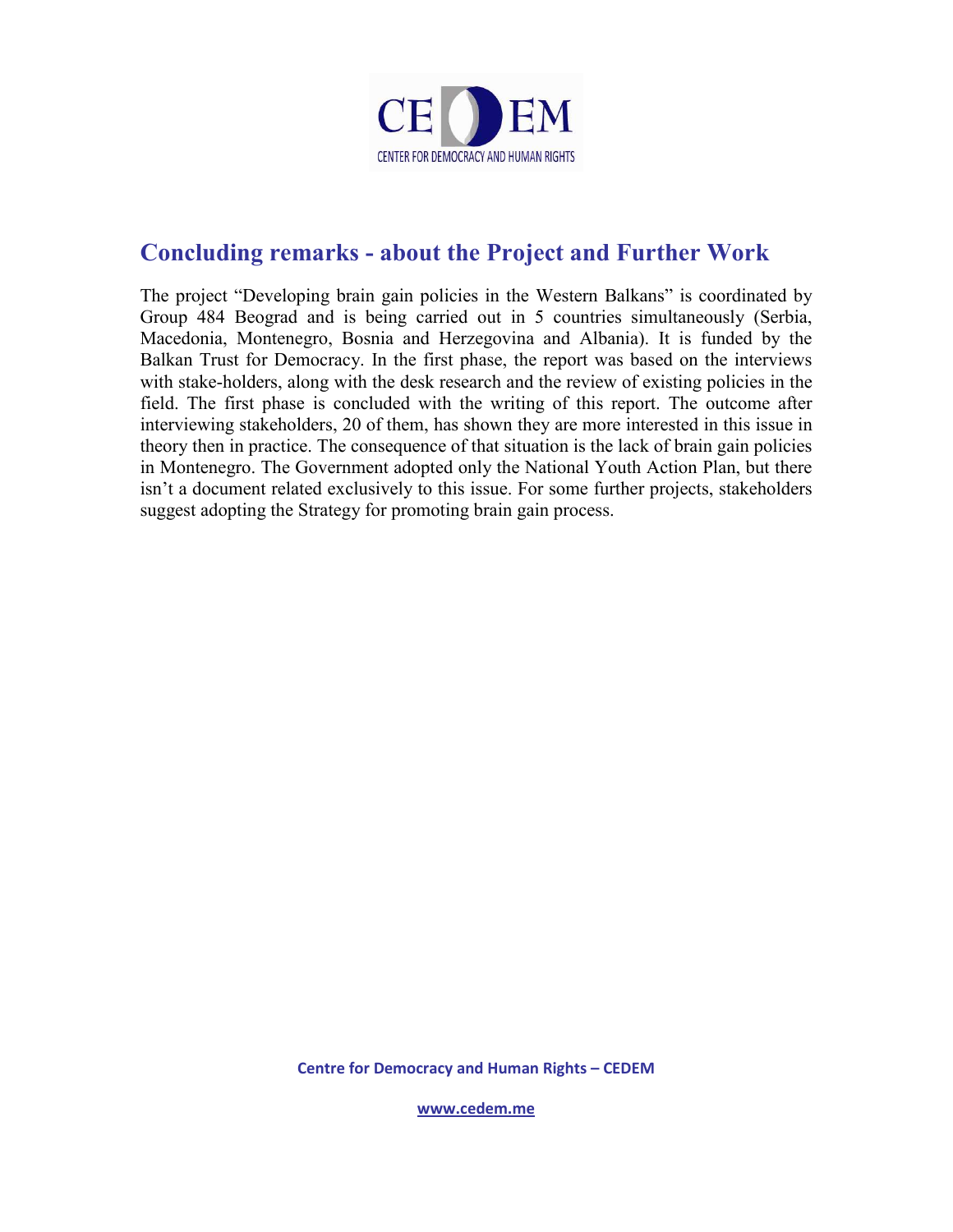## Concluding remarks - about the Project and Further Work

The project "Developing brain gain policies in the Western Balkans" is coordinated by Group 484 Beograd and is being carried out in 5 countries simultaneously (Serbia, Macedonia, Montenegro, Bosnia and Herzegovina and Albania). It is funded by the Balkan Trust for Democracy. In the first phase, the report was based on the interviews with stake-holders, along with the desk research and the review of existing policies in the field. The first phase is concluded with the writing of this report. The outcome after interviewing stakeholders, 20 of them, has shown they are more interested in this issue in theory then in practice. The consequence of that situation is the lack of brain gain policies in Montenegro. The Government adopted only the National Youth Action Plan, but there isn't a document related exclusively to this issue. For some further projects, stakeholders suggest adopting the Strategy for promoting brain gain process.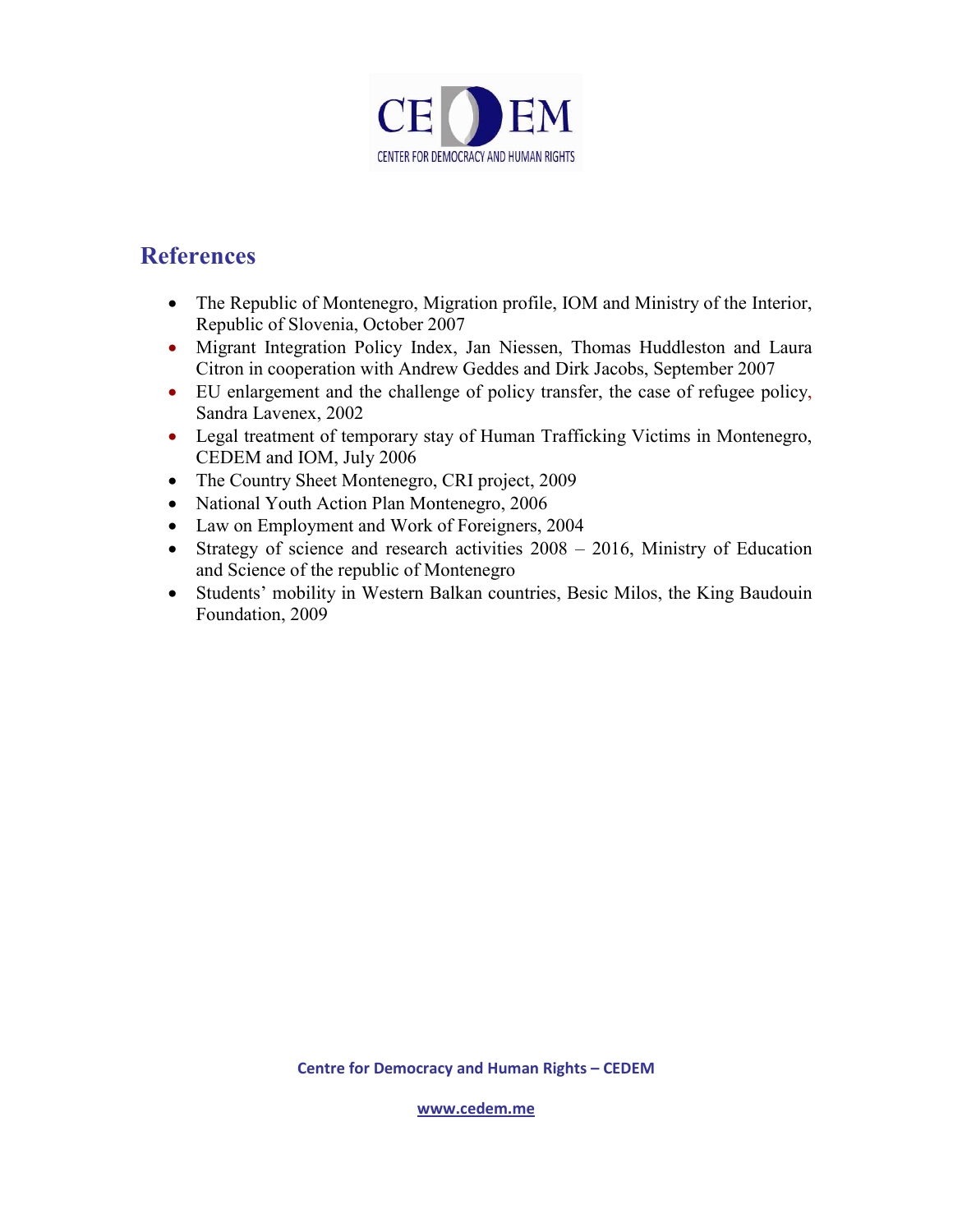## References

- The Republic of Montenegro, Migration profile, IOM and Ministry of the Interior, Republic of Slovenia, October 2007
- Migrant Integration Policy Index, Jan Niessen, Thomas Huddleston and Laura Citron in cooperation with Andrew Geddes and Dirk Jacobs, September 2007
- EU enlargement and the challenge of policy transfer, the case of refugee policy, Sandra Lavenex, 2002
- Legal treatment of temporary stay of Human Trafficking Victims in Montenegro, CEDEM and IOM, July 2006
- The Country Sheet Montenegro, CRI project, 2009
- National Youth Action Plan Montenegro, 2006
- Law on Employment and Work of Foreigners, 2004
- Strategy of science and research activities 2008 – 2016, Ministry of Education and Science of the republic of Montenegro
- Students' mobility in Western Balkan countries, Besic Milos, the King Baudouin Foundation, 2009